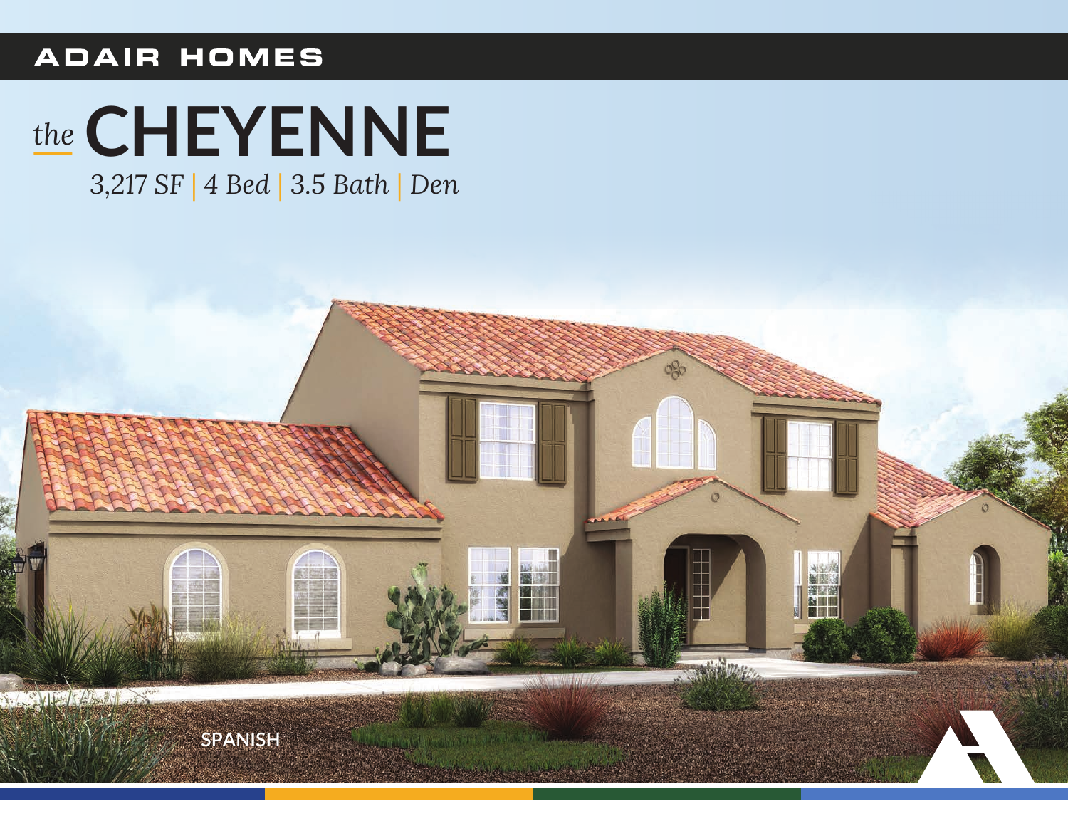ADAIR HOMES

# *the* CHEYENNE

*3,217 SF | 4 Bed | 3.5 Bath | Den*

SPANISH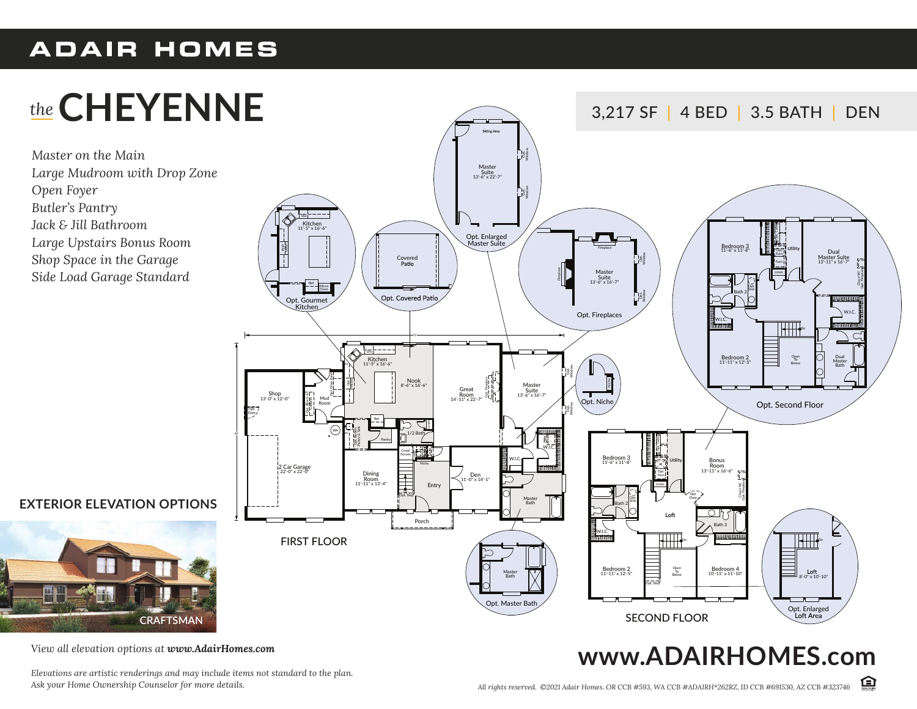# ADAIR HOMES

# the CHEYENNE

3,217 SF | 4 BED | 3.5 BATH | DEN

*Master on the Main*
*Large Mudroom with Drop Zone*
*Open Foyer*
*Butler's Pantry*
*Jack & Jill Bathroom*
*Large Upstairs Bonus Room*
*Shop Space in the Garage*
*Side Load Garage Standard*

Opt. Gourmet Kitchen

Kitchen 11'-5" x 16'-6"

Opt. Covered Patio

Covered Patio

Opt. Enlarged Master Suite

Sitting Area

Master Suite 13'-6" x 22'-7"

Opt. Fireplaces

Master Suite 13'-6" x 16'-7"

Opt. Niche

Opt. Second Floor

Bedroom 3 11'-6" x 11'-8"

Dual Master Suite 13'-11" x 16'-7"

Bedroom 2 11'-11" x 12'-5"

Dual Master Bath

FIRST FLOOR

Shop 13'-0" x 12'-0"

Mud Room

2 Car Garage 22'-0" x 22'-0"

Kitchen 11'-5" x 16'-6"

Nook 8'-6" x 16'-6"

Great Room 14'-11" x 22'-7"

Master Suite 13'-6" x 16'-7"

1/2 Bath

Pantry

Dining Room 11'-11" x 13'-4"

Entry

Den 11'-0" x 14'-1"

Master Bath

Porch

SECOND FLOOR

Bedroom 3 11'-6" x 11'-8"

Bonus Room 13'-11" x 16'-6"

Utility

Loft

Bath 2

Bath 3

Bedroom 2 11'-11" x 12'-5"

Bedroom 4 10'-11" x 11'-10"

Opt. Master Bath

Opt. Enlarged Loft Area

Loft 8'-0" x 10'-10"

## EXTERIOR ELEVATION OPTIONS

CRAFTSMAN

*View all elevation options at **www.AdairHomes.com***

*Elevations are artistic renderings and may include items not standard to the plan. Ask your Home Ownership Counselor for more details.*

**www.ADAIRHOMES.com**

*All rights reserved. ©2021 Adair Homes. OR CCB #593, WA CCB #ADAIRH*262RZ, ID CCB #691530, AZ CCB #323746*